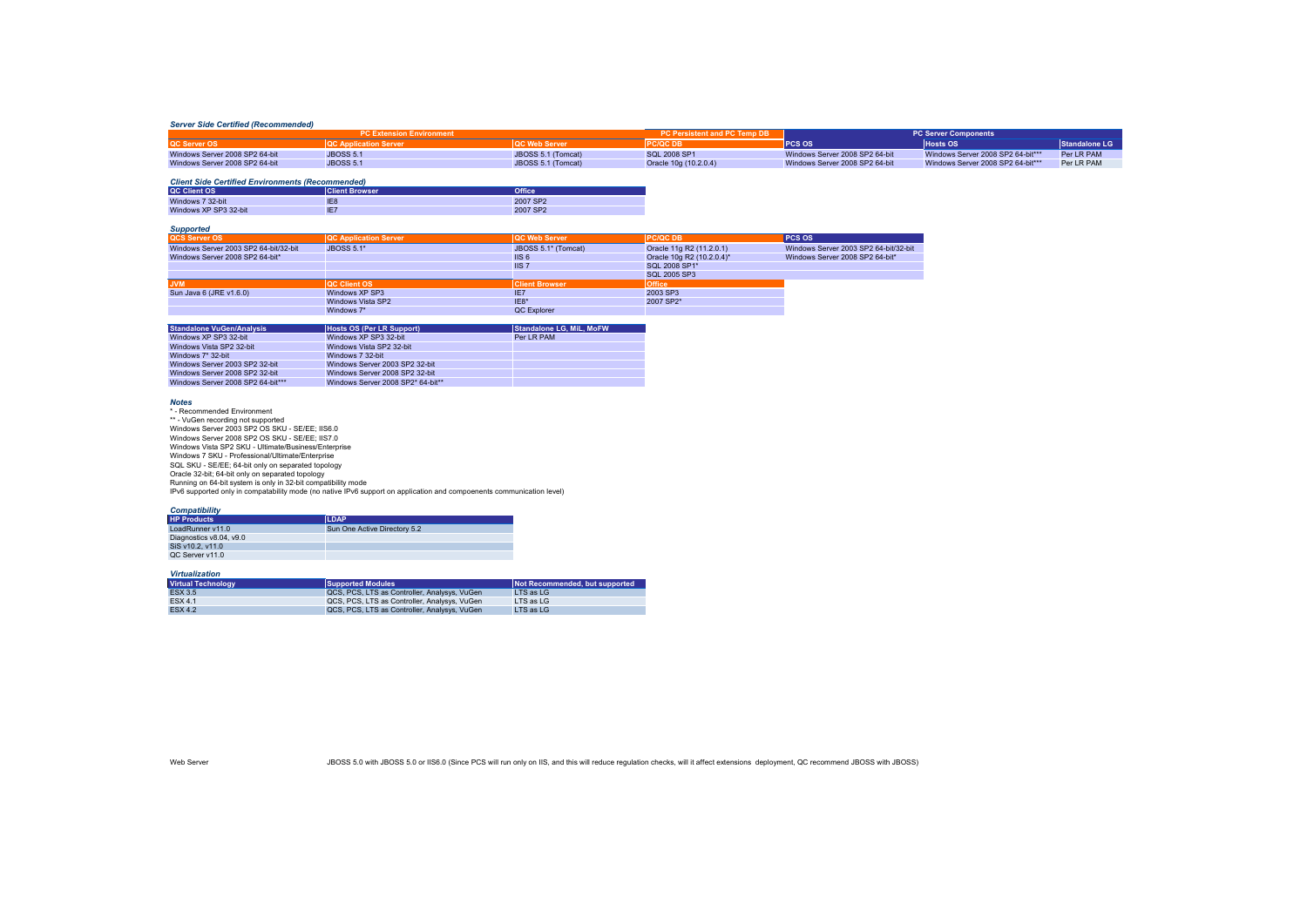### Server Side Certified (Recommended)

| PC Extension Environment | | | PC Persistent and PC Temp DB | PC Server Components | | |
|---|---|---|---|---|---|---|
| QC Server OS | QC Application Server | QC Web Server | PC/QC DB | PCS OS | Hosts OS | Standalone LG |
| Windows Server 2008 SP2 64-bit | JBOSS 5.1 | JBOSS 5.1 (Tomcat) | SQL 2008 SP1 | Windows Server 2008 SP2 64-bit | Windows Server 2008 SP2 64-bit*** | Per LR PAM |
| Windows Server 2008 SP2 64-bit | JBOSS 5.1 | JBOSS 5.1 (Tomcat) | Oracle 10g (10.2.0.4) | Windows Server 2008 SP2 64-bit | Windows Server 2008 SP2 64-bit*** | Per LR PAM |

### Client Side Certified Environments (Recommended)

| QC Client OS | Client Browser | Office |
|---|---|---|
| Windows 7 32-bit | IE8 | 2007 SP2 |
| Windows XP SP3 32-bit | IE7 | 2007 SP2 |

### Supported

| QCS Server OS | QC Application Server | QC Web Server | PC/QC DB | PCS OS |
|---|---|---|---|---|
| Windows Server 2003 SP2 64-bit/32-bit | JBOSS 5.1* | JBOSS 5.1* (Tomcat) | Oracle 11g R2 (11.2.0.1) | Windows Server 2003 SP2 64-bit/32-bit |
| Windows Server 2008 SP2 64-bit* | | IIS 6 | Oracle 10g R2 (10.2.0.4)* | Windows Server 2008 SP2 64-bit* |
| | | IIS 7 | SQL 2008 SP1* | |
| | | | SQL 2005 SP3 | |

| JVM | QC Client OS | Client Browser | Office |
|---|---|---|---|
| Sun Java 6 (JRE v1.6.0) | Windows XP SP3 | IE7 | 2003 SP3 |
| | Windows Vista SP2 | IE8* | 2007 SP2* |
| | Windows 7* | QC Explorer | |

| Standalone VuGen/Analysis | Hosts OS (Per LR Support) | Standalone LG, MiL, MoFW |
|---|---|---|
| Windows XP SP3 32-bit | Windows XP SP3 32-bit | Per LR PAM |
| Windows Vista SP2 32-bit | Windows Vista SP2 32-bit | |
| Windows 7* 32-bit | Windows 7 32-bit | |
| Windows Server 2003 SP2 32-bit | Windows Server 2003 SP2 32-bit | |
| Windows Server 2008 SP2 32-bit | Windows Server 2008 SP2 32-bit | |
| Windows Server 2008 SP2 64-bit*** | Windows Server 2008 SP2* 64-bit** | |

### Notes

\* - Recommended Environment
\** - VuGen recording not supported
Windows Server 2003 SP2 OS SKU - SE/EE; IIS6.0
Windows Server 2008 SP2 OS SKU - SE/EE; IIS7.0
Windows Vista SP2 SKU - Ultimate/Business/Enterprise
Windows 7 SKU - Professional/Ultimate/Enterprise
SQL SKU - SE/EE; 64-bit only on separated topology
Oracle 32-bit; 64-bit only on separated topology
Running on 64-bit system is only in 32-bit compatibility mode
IPv6 supported only in compatability mode (no native IPv6 support on application and compoenents communication level)

### Compatibility

| HP Products | LDAP |
|---|---|
| LoadRunner v11.0 | Sun One Active Directory 5.2 |
| Diagnostics v8.04, v9.0 | |
| SiS v10.2, v11.0 | |
| QC Server v11.0 | |

### Virtualization

| Virtual Technology | Supported Modules | Not Recommended, but supported |
|---|---|---|
| ESX 3.5 | QCS, PCS, LTS as Controller, Analysys, VuGen | LTS as LG |
| ESX 4.1 | QCS, PCS, LTS as Controller, Analysys, VuGen | LTS as LG |
| ESX 4.2 | QCS, PCS, LTS as Controller, Analysys, VuGen | LTS as LG |

Web Server — JBOSS 5.0 with JBOSS 5.0 or IIS6.0 (Since PCS will run only on IIS, and this will reduce regulation checks, will it affect extensions deployment, QC recommend JBOSS with JBOSS)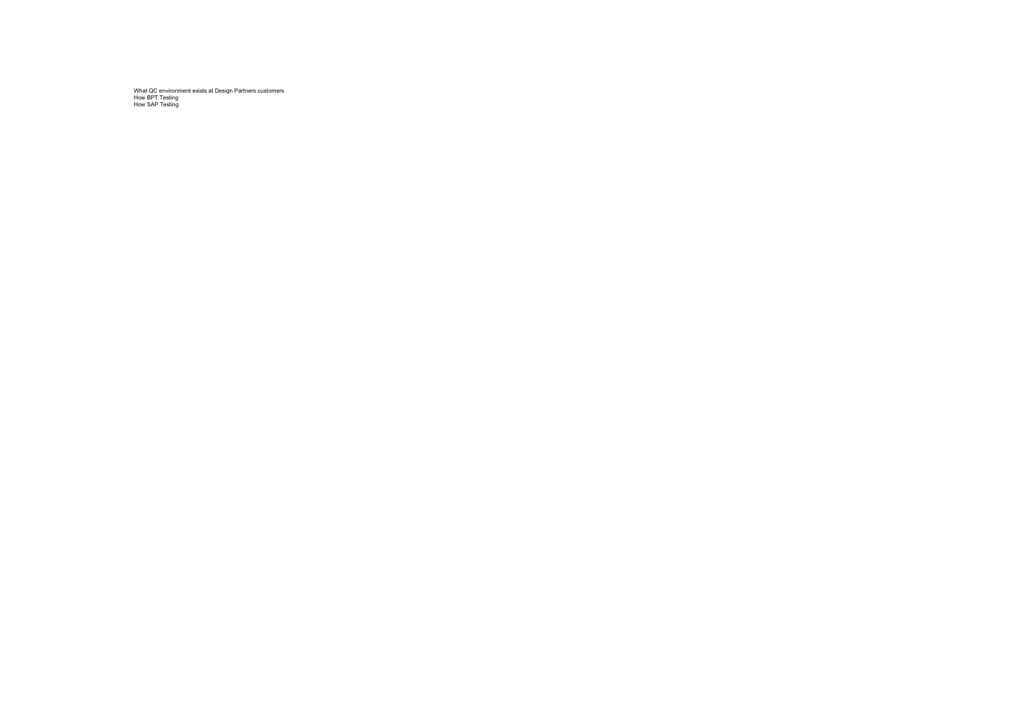What QC environment exists at Design Partners customers
How BPT Testing
How SAP Testing